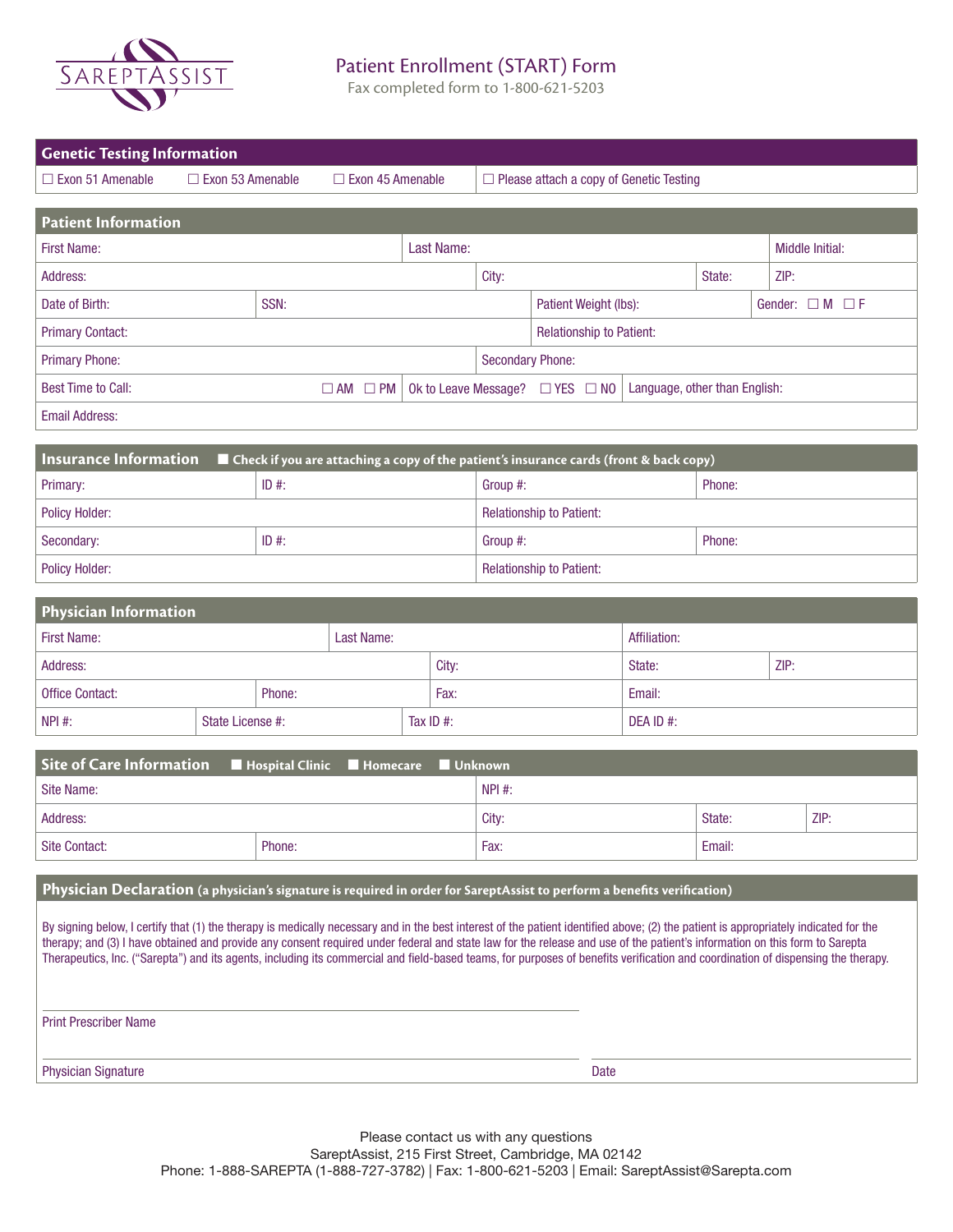SAREPTASSIST

# Patient Enrollment (START) Form

Fax completed form to 1-800-621-5203

## Genetic Testing Information

☐ Exon 51 Amenable ☐ Exon 53 Amenable ☐ Exon 45 Amenable | ☐ Please attach a copy of Genetic Testing

## Patient Information

| First Name: | Last Name: | Middle Initial: |
|---|---|---|
| Address: | City: | State: | ZIP: |
| Date of Birth: | SSN: | Patient Weight (lbs): | Gender: ☐ M ☐ F |
| Primary Contact: | Relationship to Patient: |
| Primary Phone: | Secondary Phone: |
| Best Time to Call: ☐ AM ☐ PM | Ok to Leave Message? ☐ YES ☐ NO | Language, other than English: |
| Email Address: |

## Insurance Information

☐ Check if you are attaching a copy of the patient's insurance cards (front & back copy)

| Primary: | ID #: | Group #: | Phone: |
|---|---|---|---|
| Policy Holder: | | Relationship to Patient: | |
| Secondary: | ID #: | Group #: | Phone: |
| Policy Holder: | | Relationship to Patient: | |

## Physician Information

| First Name: | Last Name: | Affiliation: | |
|---|---|---|---|
| Address: | City: | State: | ZIP: |
| Office Contact: | Phone: | Fax: | Email: |
| NPI #: | State License #: | Tax ID #: | DEA ID #: |

## Site of Care Information

☐ Hospital Clinic ☐ Homecare ☐ Unknown

| Site Name: | NPI #: | | |
|---|---|---|---|
| Address: | City: | State: | ZIP: |
| Site Contact: | Phone: | Fax: | Email: |

## Physician Declaration (a physician's signature is required in order for SareptAssist to perform a benefits verification)

By signing below, I certify that (1) the therapy is medically necessary and in the best interest of the patient identified above; (2) the patient is appropriately indicated for the therapy; and (3) I have obtained and provide any consent required under federal and state law for the release and use of the patient's information on this form to Sarepta Therapeutics, Inc. ("Sarepta") and its agents, including its commercial and field-based teams, for purposes of benefits verification and coordination of dispensing the therapy.

Print Prescriber Name

Physician Signature | Date

Please contact us with any questions
SareptAssist, 215 First Street, Cambridge, MA 02142
Phone: 1-888-SAREPTA (1-888-727-3782) | Fax: 1-800-621-5203 | Email: SareptAssist@Sarepta.com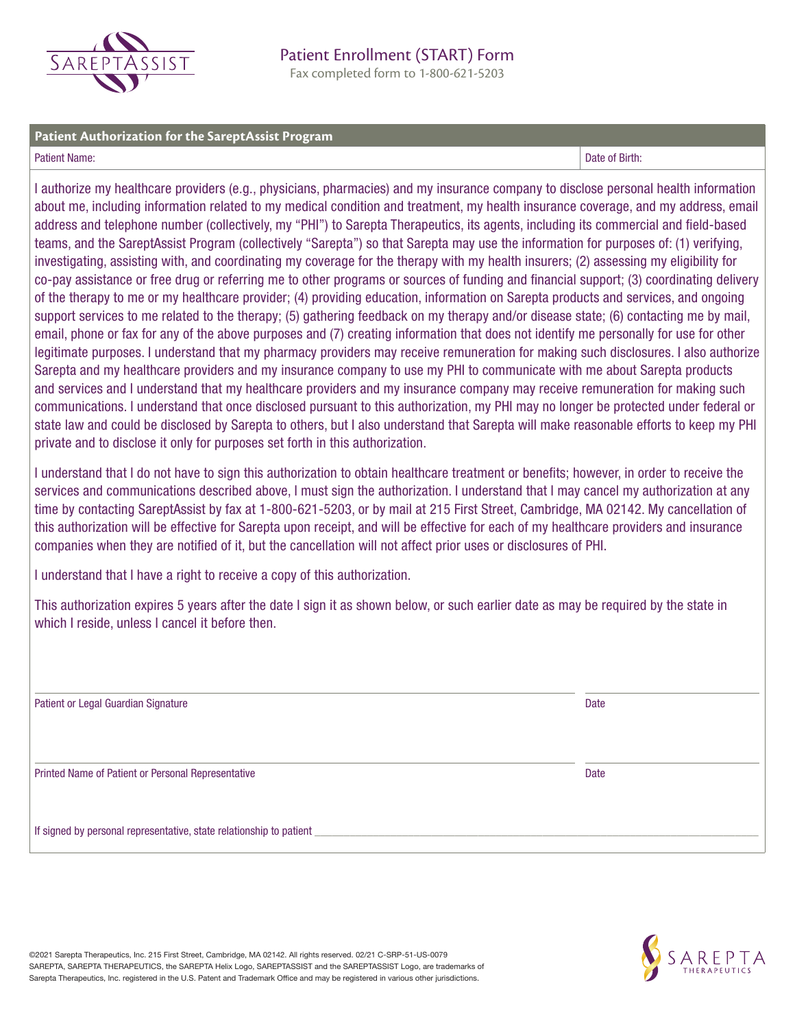SAREPTASSIST

# Patient Enrollment (START) Form

Fax completed form to 1-800-621-5203

## Patient Authorization for the SareptAssist Program

| Patient Name: | Date of Birth: |
|---|---|

I authorize my healthcare providers (e.g., physicians, pharmacies) and my insurance company to disclose personal health information about me, including information related to my medical condition and treatment, my health insurance coverage, and my address, email address and telephone number (collectively, my "PHI") to Sarepta Therapeutics, its agents, including its commercial and field-based teams, and the SareptAssist Program (collectively "Sarepta") so that Sarepta may use the information for purposes of: (1) verifying, investigating, assisting with, and coordinating my coverage for the therapy with my health insurers; (2) assessing my eligibility for co-pay assistance or free drug or referring me to other programs or sources of funding and financial support; (3) coordinating delivery of the therapy to me or my healthcare provider; (4) providing education, information on Sarepta products and services, and ongoing support services to me related to the therapy; (5) gathering feedback on my therapy and/or disease state; (6) contacting me by mail, email, phone or fax for any of the above purposes and (7) creating information that does not identify me personally for use for other legitimate purposes. I understand that my pharmacy providers may receive remuneration for making such disclosures. I also authorize Sarepta and my healthcare providers and my insurance company to use my PHI to communicate with me about Sarepta products and services and I understand that my healthcare providers and my insurance company may receive remuneration for making such communications. I understand that once disclosed pursuant to this authorization, my PHI may no longer be protected under federal or state law and could be disclosed by Sarepta to others, but I also understand that Sarepta will make reasonable efforts to keep my PHI private and to disclose it only for purposes set forth in this authorization.

I understand that I do not have to sign this authorization to obtain healthcare treatment or benefits; however, in order to receive the services and communications described above, I must sign the authorization. I understand that I may cancel my authorization at any time by contacting SareptAssist by fax at 1-800-621-5203, or by mail at 215 First Street, Cambridge, MA 02142. My cancellation of this authorization will be effective for Sarepta upon receipt, and will be effective for each of my healthcare providers and insurance companies when they are notified of it, but the cancellation will not affect prior uses or disclosures of PHI.

I understand that I have a right to receive a copy of this authorization.

This authorization expires 5 years after the date I sign it as shown below, or such earlier date as may be required by the state in which I reside, unless I cancel it before then.

Patient or Legal Guardian Signature ______________________ Date ____________

Printed Name of Patient or Personal Representative ______________________ Date ____________

If signed by personal representative, state relationship to patient ______________________

©2021 Sarepta Therapeutics, Inc. 215 First Street, Cambridge, MA 02142. All rights reserved. 02/21 C-SRP-51-US-0079
SAREPTA, SAREPTA THERAPEUTICS, the SAREPTA Helix Logo, SAREPTASSIST and the SAREPTASSIST Logo, are trademarks of Sarepta Therapeutics, Inc. registered in the U.S. Patent and Trademark Office and may be registered in various other jurisdictions.

SAREPTA THERAPEUTICS